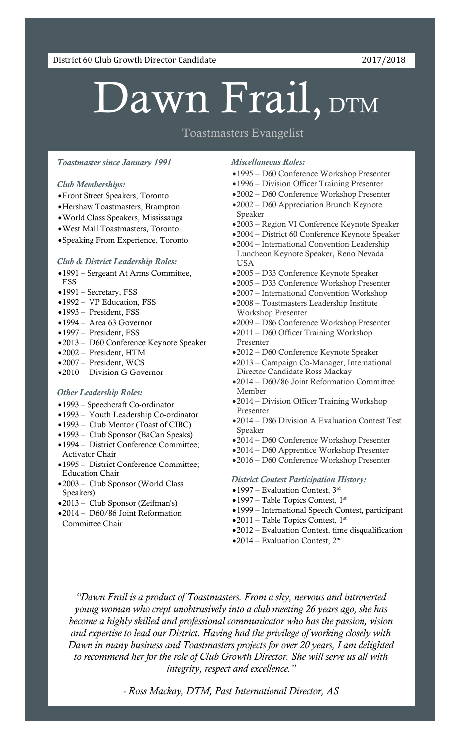District 60 Club Growth Director Candidate 2017/2018

# Dawn Frail, DTM

Toastmasters Evangelist

*Toastmaster since January 1991*

### *Club Memberships:*

- Front Street Speakers, Toronto
- Hershaw Toastmasters, Brampton
- World Class Speakers, Mississauga
- West Mall Toastmasters, Toronto
- Speaking From Experience, Toronto

### *Club & District Leadership Roles:*

- 1991 – Sergeant At Arms Committee, FSS
- 1991 – Secretary, FSS
- 1992 – VP Education, FSS
- 1993 – President, FSS
- 1994 – Area 63 Governor
- 1997 – President, FSS
- 2013 – D60 Conference Keynote Speaker
- 2002 – President, HTM
- 2007 – President, WCS
- 2010 – Division G Governor

### *Other Leadership Roles:*

- 1993 – Speechcraft Co-ordinator
- 1993 – Youth Leadership Co-ordinator
- 1993 – Club Mentor (Toast of CIBC)
- 1993 – Club Sponsor (BaCan Speaks)
- 1994 – District Conference Committee; Activator Chair
- 1995 – District Conference Committee; Education Chair
- 2003 – Club Sponsor (World Class Speakers)
- 2013 – Club Sponsor (Zeifman's)
- 2014 – D60/86 Joint Reformation Committee Chair

### *Miscellaneous Roles:*

- 1995 – D60 Conference Workshop Presenter
- 1996 – Division Officer Training Presenter
- 2002 – D60 Conference Workshop Presenter
- 2002 – D60 Appreciation Brunch Keynote Speaker
- 2003 – Region VI Conference Keynote Speaker
- 2004 – District 60 Conference Keynote Speaker
- 2004 – International Convention Leadership Luncheon Keynote Speaker, Reno Nevada USA
- 2005 – D33 Conference Keynote Speaker
- 2005 – D33 Conference Workshop Presenter
- 2007 – International Convention Workshop
- 2008 – Toastmasters Leadership Institute Workshop Presenter
- 2009 – D86 Conference Workshop Presenter
- 2011 – D60 Officer Training Workshop Presenter
- 2012 – D60 Conference Keynote Speaker
- 2013 – Campaign Co-Manager, International Director Candidate Ross Mackay
- 2014 – D60/86 Joint Reformation Committee Member
- 2014 – Division Officer Training Workshop Presenter
- 2014 – D86 Division A Evaluation Contest Test Speaker
- 2014 – D60 Conference Workshop Presenter
- 2014 – D60 Apprentice Workshop Presenter
- 2016 – D60 Conference Workshop Presenter

### *District Contest Participation History:*

- 1997 – Evaluation Contest, 3rd
- 1997 – Table Topics Contest, 1st
- 1999 – International Speech Contest, participant
- 2011 – Table Topics Contest, 1st
- 2012 – Evaluation Contest, time disqualification
- 2014 – Evaluation Contest, 2nd

*"Dawn Frail is a product of Toastmasters. From a shy, nervous and introverted young woman who crept unobtrusively into a club meeting 26 years ago, she has become a highly skilled and professional communicator who has the passion, vision and expertise to lead our District. Having had the privilege of working closely with Dawn in many business and Toastmasters projects for over 20 years, I am delighted to recommend her for the role of Club Growth Director. She will serve us all with integrity, respect and excellence."*

*- Ross Mackay, DTM, Past International Director, AS*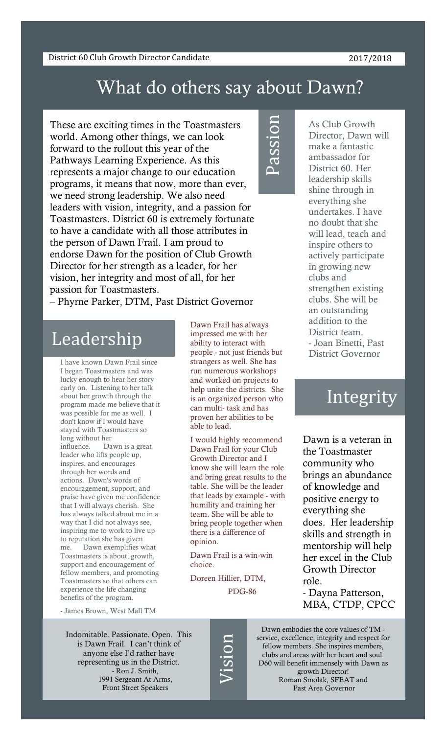District 60 Club Growth Director Candidate 2017/2018

# What do others say about Dawn?

These are exciting times in the Toastmasters world. Among other things, we can look forward to the rollout this year of the Pathways Learning Experience. As this represents a major change to our education programs, it means that now, more than ever, we need strong leadership. We also need leaders with vision, integrity, and a passion for Toastmasters. District 60 is extremely fortunate to have a candidate with all those attributes in the person of Dawn Frail. I am proud to endorse Dawn for the position of Club Growth Director for her strength as a leader, for her vision, her integrity and most of all, for her passion for Toastmasters.
– Phyrne Parker, DTM, Past District Governor

## Passion

As Club Growth Director, Dawn will make a fantastic ambassador for District 60. Her leadership skills shine through in everything she undertakes. I have no doubt that she will lead, teach and inspire others to actively participate in growing new clubs and strengthen existing clubs. She will be an outstanding addition to the District team.
- Joan Binetti, Past District Governor

## Leadership

I have known Dawn Frail since I began Toastmasters and was lucky enough to hear her story early on. Listening to her talk about her growth through the program made me believe that it was possible for me as well. I don't know if I would have stayed with Toastmasters so long without her influence. Dawn is a great leader who lifts people up, inspires, and encourages through her words and actions. Dawn's words of encouragement, support, and praise have given me confidence that I will always cherish. She has always talked about me in a way that I did not always see, inspiring me to work to live up to reputation she has given me. Dawn exemplifies what Toastmasters is about; growth, support and encouragement of fellow members, and promoting Toastmasters so that others can experience the life changing benefits of the program.

- James Brown, West Mall TM

Dawn Frail has always impressed me with her ability to interact with people - not just friends but strangers as well. She has run numerous workshops and worked on projects to help unite the districts. She is an organized person who can multi- task and has proven her abilities to be able to lead.

I would highly recommend Dawn Frail for your Club Growth Director and I know she will learn the role and bring great results to the table. She will be the leader that leads by example - with humility and training her team. She will be able to bring people together when there is a difference of opinion.

Dawn Frail is a win-win choice.

Doreen Hillier, DTM,
PDG-86

## Integrity

Dawn is a veteran in the Toastmaster community who brings an abundance of knowledge and positive energy to everything she does. Her leadership skills and strength in mentorship will help her excel in the Club Growth Director role.
- Dayna Patterson, MBA, CTDP, CPCC

## Vision

Indomitable. Passionate. Open. This is Dawn Frail. I can't think of anyone else I'd rather have representing us in the District.
- Ron J. Smith,
1991 Sergeant At Arms,
Front Street Speakers

Dawn embodies the core values of TM - service, excellence, integrity and respect for fellow members. She inspires members, clubs and areas with her heart and soul. D60 will benefit immensely with Dawn as growth Director!
Roman Smolak, SFEAT and
Past Area Governor